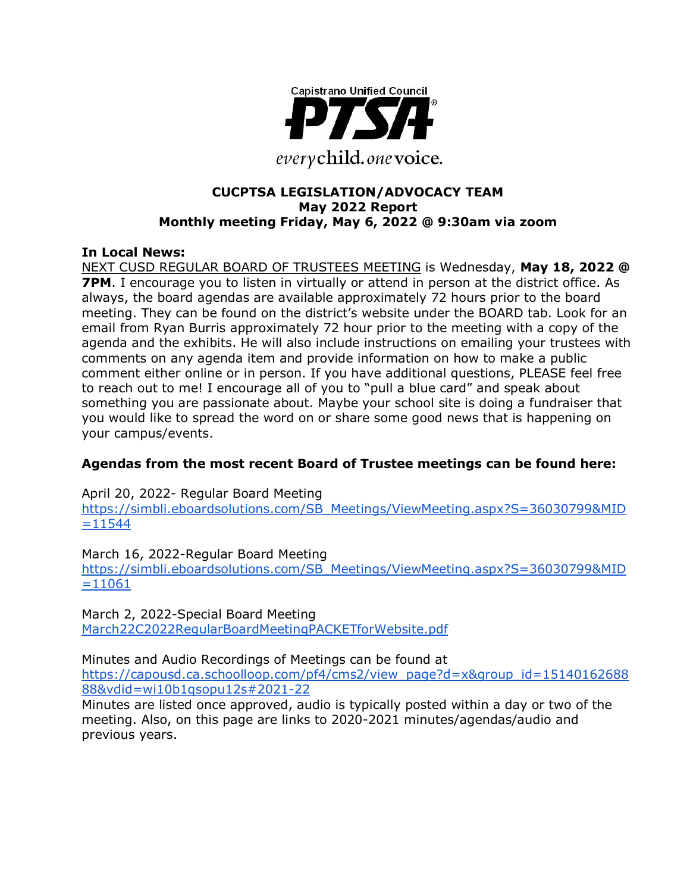Capistrano Unified Council

PTSA

everychild. onevoice.

**CUCPTSA LEGISLATION/ADVOCACY TEAM**
**May 2022 Report**
**Monthly meeting Friday, May 6, 2022 @ 9:30am via zoom**

**In Local News:**

NEXT CUSD REGULAR BOARD OF TRUSTEES MEETING is Wednesday, **May 18, 2022 @ 7PM**. I encourage you to listen in virtually or attend in person at the district office. As always, the board agendas are available approximately 72 hours prior to the board meeting. They can be found on the district's website under the BOARD tab. Look for an email from Ryan Burris approximately 72 hour prior to the meeting with a copy of the agenda and the exhibits. He will also include instructions on emailing your trustees with comments on any agenda item and provide information on how to make a public comment either online or in person. If you have additional questions, PLEASE feel free to reach out to me! I encourage all of you to "pull a blue card" and speak about something you are passionate about. Maybe your school site is doing a fundraiser that you would like to spread the word on or share some good news that is happening on your campus/events.

**Agendas from the most recent Board of Trustee meetings can be found here:**

April 20, 2022- Regular Board Meeting
https://simbli.eboardsolutions.com/SB_Meetings/ViewMeeting.aspx?S=36030799&MID=11544

March 16, 2022-Regular Board Meeting
https://simbli.eboardsolutions.com/SB_Meetings/ViewMeeting.aspx?S=36030799&MID=11061

March 2, 2022-Special Board Meeting
March22C2022RegularBoardMeetingPACKETforWebsite.pdf

Minutes and Audio Recordings of Meetings can be found at
https://capousd.ca.schoolloop.com/pf4/cms2/view_page?d=x&group_id=1514016268888&vdid=wi10b1qsopu12s#2021-22
Minutes are listed once approved, audio is typically posted within a day or two of the meeting. Also, on this page are links to 2020-2021 minutes/agendas/audio and previous years.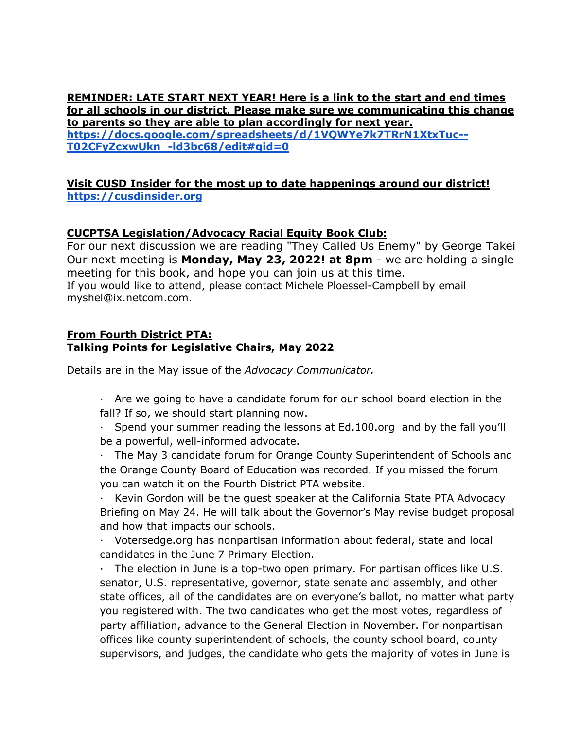**REMINDER: LATE START NEXT YEAR! Here is a link to the start and end times for all schools in our district. Please make sure we communicating this change to parents so they are able to plan accordingly for next year.**
**https://docs.google.com/spreadsheets/d/1VQWYe7k7TRrN1XtxTuc--T02CFyZcxwUkn_-ld3bc68/edit#gid=0**

**Visit CUSD Insider for the most up to date happenings around our district!**
**https://cusdinsider.org**

**CUCPTSA Legislation/Advocacy Racial Equity Book Club:**
For our next discussion we are reading "They Called Us Enemy" by George Takei
Our next meeting is **Monday, May 23, 2022! at 8pm** - we are holding a single meeting for this book, and hope you can join us at this time.
If you would like to attend, please contact Michele Ploessel-Campbell by email myshel@ix.netcom.com.

**From Fourth District PTA:**
**Talking Points for Legislative Chairs, May 2022**

Details are in the May issue of the *Advocacy Communicator.*

- Are we going to have a candidate forum for our school board election in the fall? If so, we should start planning now.
- Spend your summer reading the lessons at Ed.100.org and by the fall you'll be a powerful, well-informed advocate.
- The May 3 candidate forum for Orange County Superintendent of Schools and the Orange County Board of Education was recorded. If you missed the forum you can watch it on the Fourth District PTA website.
- Kevin Gordon will be the guest speaker at the California State PTA Advocacy Briefing on May 24. He will talk about the Governor's May revise budget proposal and how that impacts our schools.
- Votersedge.org has nonpartisan information about federal, state and local candidates in the June 7 Primary Election.
- The election in June is a top-two open primary. For partisan offices like U.S. senator, U.S. representative, governor, state senate and assembly, and other state offices, all of the candidates are on everyone's ballot, no matter what party you registered with. The two candidates who get the most votes, regardless of party affiliation, advance to the General Election in November. For nonpartisan offices like county superintendent of schools, the county school board, county supervisors, and judges, the candidate who gets the majority of votes in June is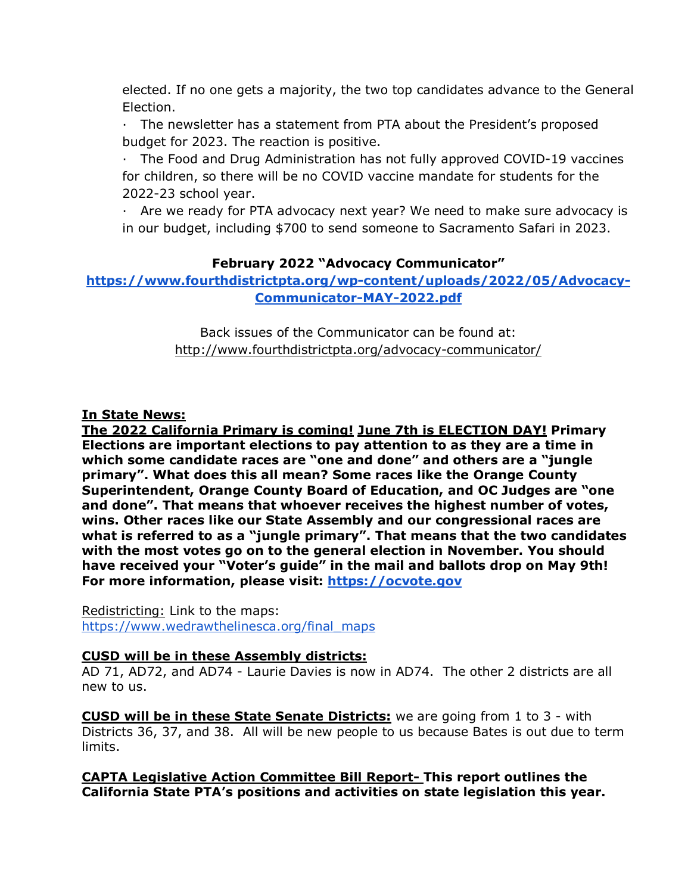elected. If no one gets a majority, the two top candidates advance to the General Election.

· The newsletter has a statement from PTA about the President's proposed budget for 2023. The reaction is positive.

· The Food and Drug Administration has not fully approved COVID-19 vaccines for children, so there will be no COVID vaccine mandate for students for the 2022-23 school year.

· Are we ready for PTA advocacy next year? We need to make sure advocacy is in our budget, including $700 to send someone to Sacramento Safari in 2023.

**February 2022 "Advocacy Communicator"**
**[https://www.fourthdistrictpta.org/wp-content/uploads/2022/05/Advocacy-Communicator-MAY-2022.pdf](https://www.fourthdistrictpta.org/wp-content/uploads/2022/05/Advocacy-Communicator-MAY-2022.pdf)**

Back issues of the Communicator can be found at:
http://www.fourthdistrictpta.org/advocacy-communicator/

**In State News:**
**The 2022 California Primary is coming! June 7th is ELECTION DAY! Primary Elections are important elections to pay attention to as they are a time in which some candidate races are "one and done" and others are a "jungle primary". What does this all mean? Some races like the Orange County Superintendent, Orange County Board of Education, and OC Judges are "one and done". That means that whoever receives the highest number of votes, wins. Other races like our State Assembly and our congressional races are what is referred to as a "jungle primary". That means that the two candidates with the most votes go on to the general election in November. You should have received your "Voter's guide" in the mail and ballots drop on May 9th! For more information, please visit: [https://ocvote.gov](https://ocvote.gov)**

Redistricting: Link to the maps:
[https://www.wedrawthelinesca.org/final_maps](https://www.wedrawthelinesca.org/final_maps)

**CUSD will be in these Assembly districts:**
AD 71, AD72, and AD74 - Laurie Davies is now in AD74. The other 2 districts are all new to us.

**CUSD will be in these State Senate Districts:** we are going from 1 to 3 - with Districts 36, 37, and 38. All will be new people to us because Bates is out due to term limits.

**CAPTA Legislative Action Committee Bill Report- This report outlines the California State PTA's positions and activities on state legislation this year.**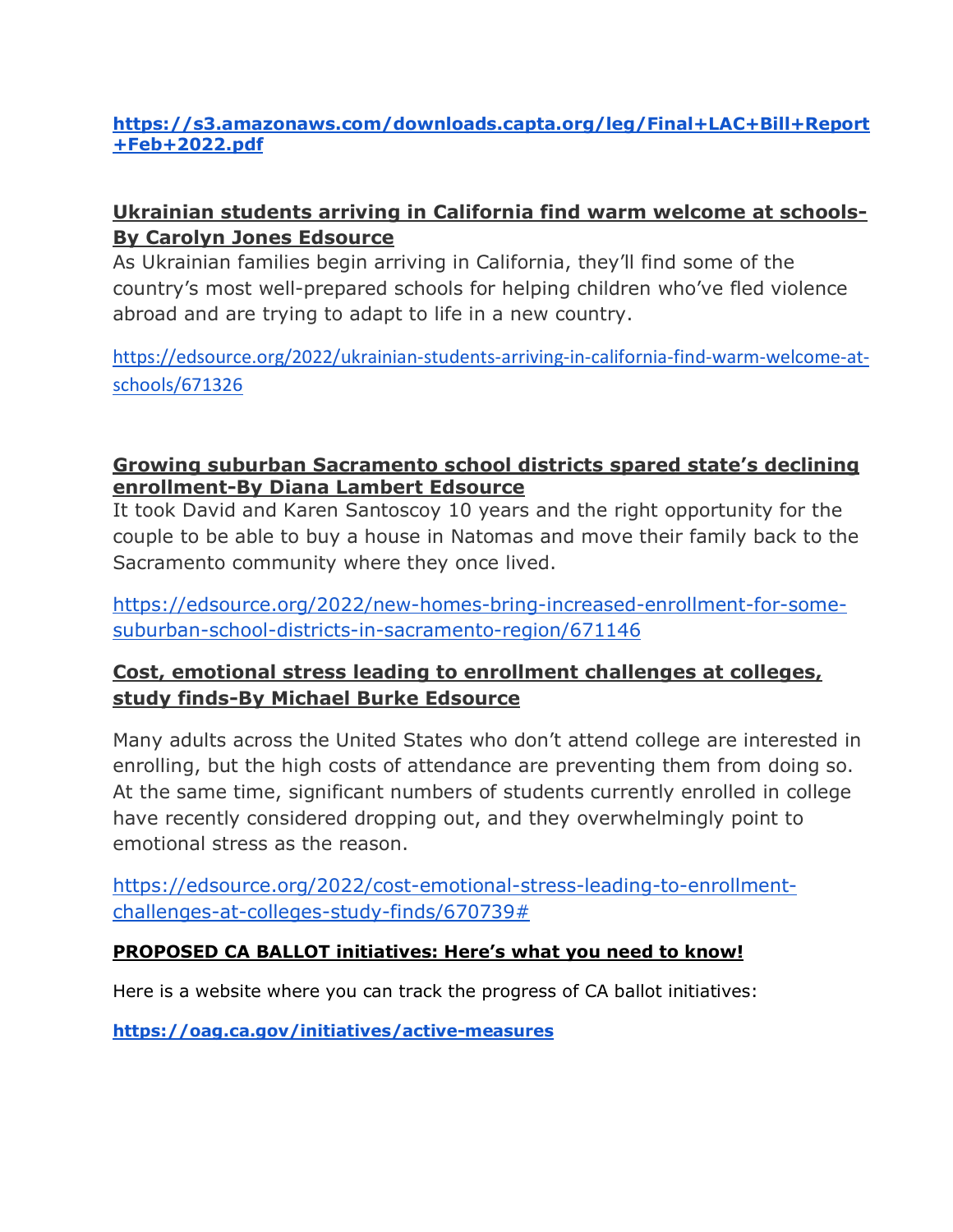**https://s3.amazonaws.com/downloads.capta.org/leg/Final+LAC+Bill+Report+Feb+2022.pdf**

**Ukrainian students arriving in California find warm welcome at schools-By Carolyn Jones Edsource**

As Ukrainian families begin arriving in California, they'll find some of the country's most well-prepared schools for helping children who've fled violence abroad and are trying to adapt to life in a new country.

https://edsource.org/2022/ukrainian-students-arriving-in-california-find-warm-welcome-at-schools/671326

**Growing suburban Sacramento school districts spared state's declining enrollment-By Diana Lambert Edsource**

It took David and Karen Santoscoy 10 years and the right opportunity for the couple to be able to buy a house in Natomas and move their family back to the Sacramento community where they once lived.

https://edsource.org/2022/new-homes-bring-increased-enrollment-for-some-suburban-school-districts-in-sacramento-region/671146

**Cost, emotional stress leading to enrollment challenges at colleges, study finds-By Michael Burke Edsource**

Many adults across the United States who don't attend college are interested in enrolling, but the high costs of attendance are preventing them from doing so. At the same time, significant numbers of students currently enrolled in college have recently considered dropping out, and they overwhelmingly point to emotional stress as the reason.

https://edsource.org/2022/cost-emotional-stress-leading-to-enrollment-challenges-at-colleges-study-finds/670739#

**PROPOSED CA BALLOT initiatives: Here's what you need to know!**

Here is a website where you can track the progress of CA ballot initiatives:

**https://oag.ca.gov/initiatives/active-measures**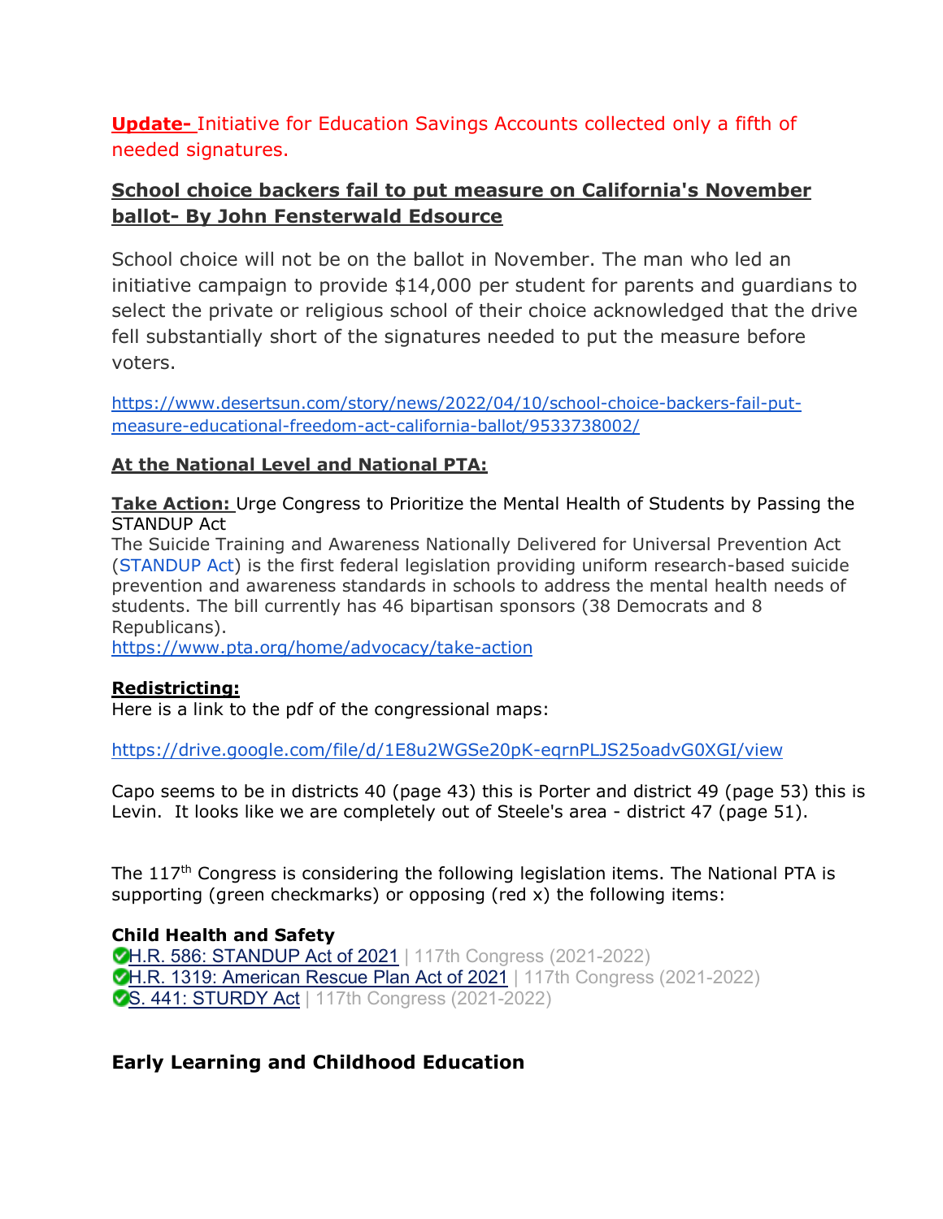**Update-** Initiative for Education Savings Accounts collected only a fifth of needed signatures.

**School choice backers fail to put measure on California's November ballot- By John Fensterwald Edsource**

School choice will not be on the ballot in November. The man who led an initiative campaign to provide $14,000 per student for parents and guardians to select the private or religious school of their choice acknowledged that the drive fell substantially short of the signatures needed to put the measure before voters.

https://www.desertsun.com/story/news/2022/04/10/school-choice-backers-fail-put-measure-educational-freedom-act-california-ballot/9533738002/

**At the National Level and National PTA:**

**Take Action:** Urge Congress to Prioritize the Mental Health of Students by Passing the STANDUP Act
The Suicide Training and Awareness Nationally Delivered for Universal Prevention Act (STANDUP Act) is the first federal legislation providing uniform research-based suicide prevention and awareness standards in schools to address the mental health needs of students. The bill currently has 46 bipartisan sponsors (38 Democrats and 8 Republicans).
https://www.pta.org/home/advocacy/take-action

**Redistricting:**
Here is a link to the pdf of the congressional maps:

https://drive.google.com/file/d/1E8u2WGSe20pK-eqrnPLJS25oadvG0XGI/view

Capo seems to be in districts 40 (page 43) this is Porter and district 49 (page 53) this is Levin. It looks like we are completely out of Steele's area - district 47 (page 51).

The 117th Congress is considering the following legislation items. The National PTA is supporting (green checkmarks) or opposing (red x) the following items:

**Child Health and Safety**
✅ H.R. 586: STANDUP Act of 2021 | 117th Congress (2021-2022)
✅ H.R. 1319: American Rescue Plan Act of 2021 | 117th Congress (2021-2022)
✅ S. 441: STURDY Act | 117th Congress (2021-2022)

**Early Learning and Childhood Education**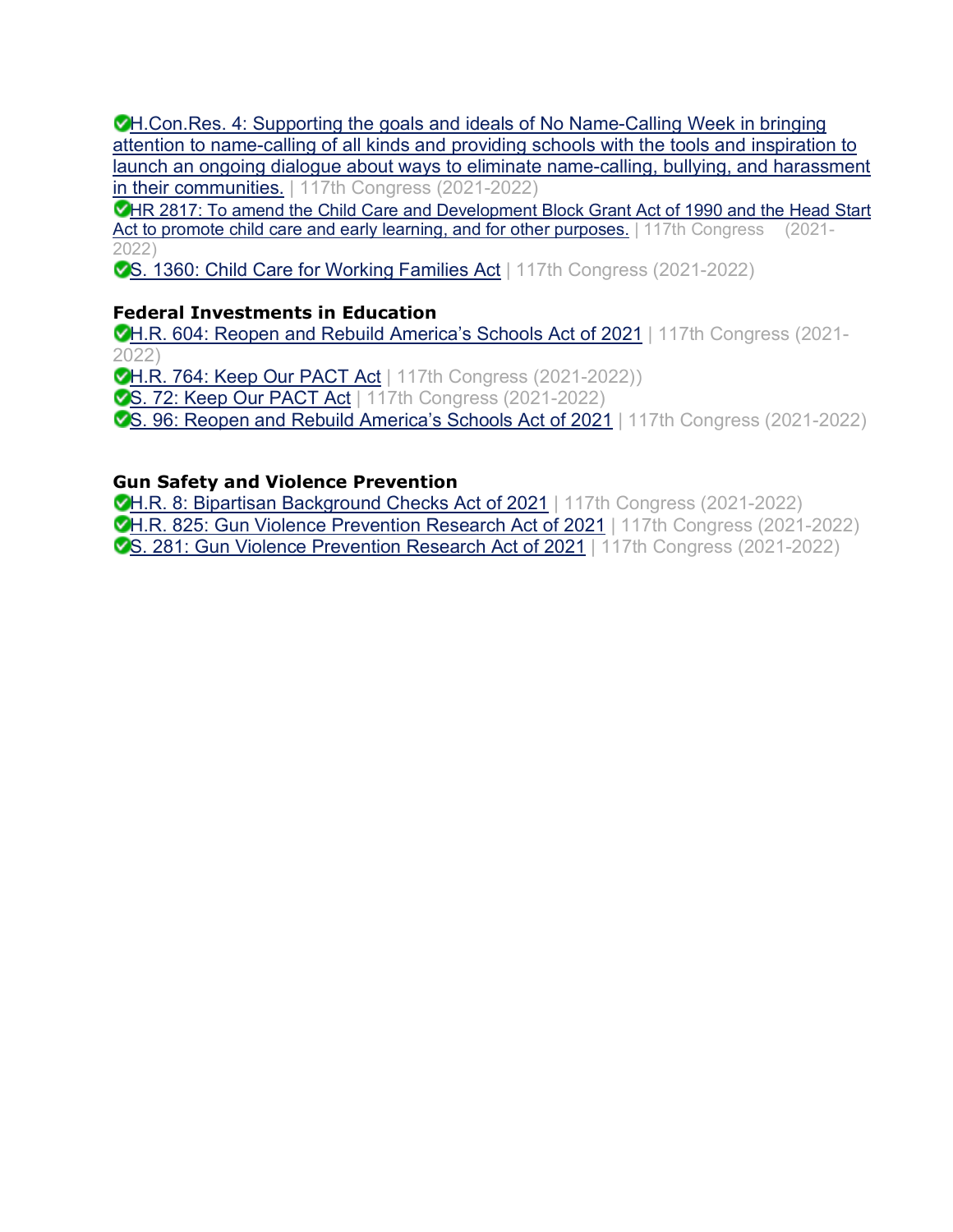✅H.Con.Res. 4: Supporting the goals and ideals of No Name-Calling Week in bringing attention to name-calling of all kinds and providing schools with the tools and inspiration to launch an ongoing dialogue about ways to eliminate name-calling, bullying, and harassment in their communities. | 117th Congress (2021-2022)

✅HR 2817: To amend the Child Care and Development Block Grant Act of 1990 and the Head Start Act to promote child care and early learning, and for other purposes. | 117th Congress (2021-2022)

✅S. 1360: Child Care for Working Families Act | 117th Congress (2021-2022)

**Federal Investments in Education**

✅H.R. 604: Reopen and Rebuild America's Schools Act of 2021 | 117th Congress (2021-2022)

✅H.R. 764: Keep Our PACT Act | 117th Congress (2021-2022))

✅S. 72: Keep Our PACT Act | 117th Congress (2021-2022)

✅S. 96: Reopen and Rebuild America's Schools Act of 2021 | 117th Congress (2021-2022)

**Gun Safety and Violence Prevention**

✅H.R. 8: Bipartisan Background Checks Act of 2021 | 117th Congress (2021-2022)

✅H.R. 825: Gun Violence Prevention Research Act of 2021 | 117th Congress (2021-2022)

✅S. 281: Gun Violence Prevention Research Act of 2021 | 117th Congress (2021-2022)